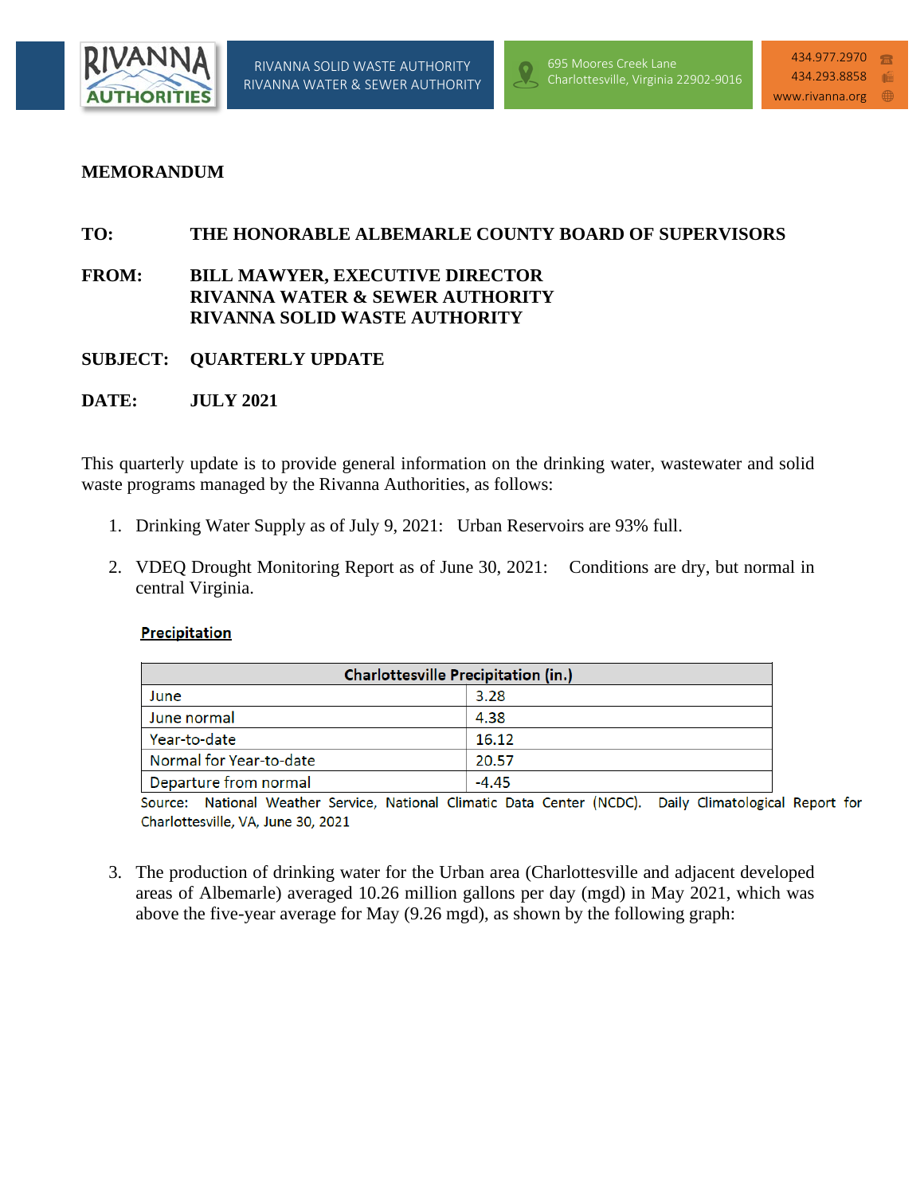RIVANNA AUTHORITIES

RIVANNA SOLID WASTE AUTHORITY
RIVANNA WATER & SEWER AUTHORITY

695 Moores Creek Lane
Charlottesville, Virginia 22902-9016

434.977.2970
434.293.8858
www.rivanna.org

**MEMORANDUM**

**TO:** THE HONORABLE ALBEMARLE COUNTY BOARD OF SUPERVISORS

**FROM:** BILL MAWYER, EXECUTIVE DIRECTOR
RIVANNA WATER & SEWER AUTHORITY
RIVANNA SOLID WASTE AUTHORITY

**SUBJECT:** QUARTERLY UPDATE

**DATE:** JULY 2021

This quarterly update is to provide general information on the drinking water, wastewater and solid waste programs managed by the Rivanna Authorities, as follows:

1. Drinking Water Supply as of July 9, 2021: Urban Reservoirs are 93% full.

2. VDEQ Drought Monitoring Report as of June 30, 2021: Conditions are dry, but normal in central Virginia.

**Precipitation**

| Charlottesville Precipitation (in.) | |
|---|---|
| June | 3.28 |
| June normal | 4.38 |
| Year-to-date | 16.12 |
| Normal for Year-to-date | 20.57 |
| Departure from normal | -4.45 |

Source: National Weather Service, National Climatic Data Center (NCDC). Daily Climatological Report for Charlottesville, VA, June 30, 2021

3. The production of drinking water for the Urban area (Charlottesville and adjacent developed areas of Albemarle) averaged 10.26 million gallons per day (mgd) in May 2021, which was above the five-year average for May (9.26 mgd), as shown by the following graph: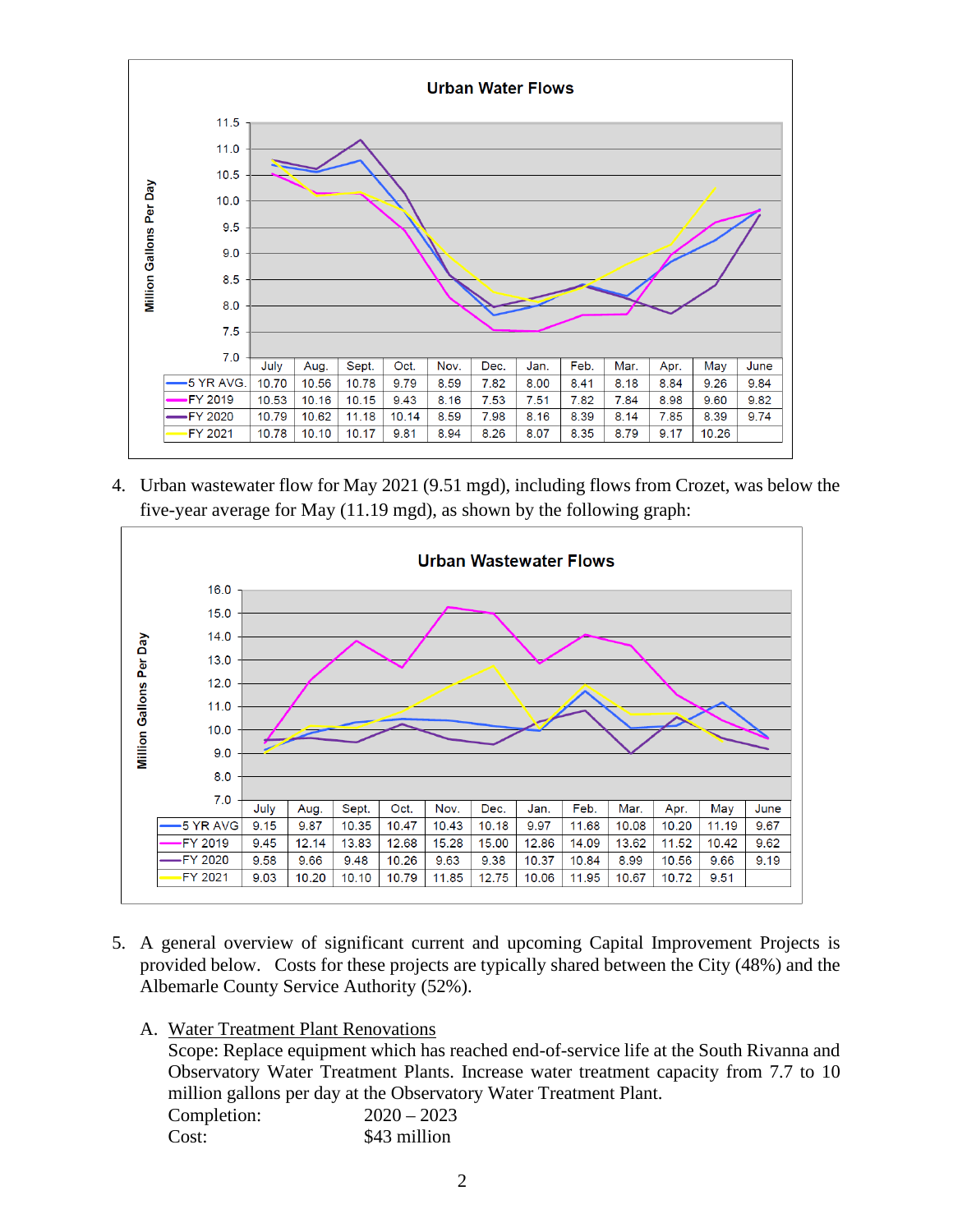**Urban Water Flows**

| | July | Aug. | Sept. | Oct. | Nov. | Dec. | Jan. | Feb. | Mar. | Apr. | May | June |
|---|---|---|---|---|---|---|---|---|---|---|---|---|
| 5 YR AVG. | 10.70 | 10.56 | 10.78 | 9.79 | 8.59 | 7.82 | 8.00 | 8.41 | 8.18 | 8.84 | 9.26 | 9.84 |
| FY 2019 | 10.53 | 10.16 | 10.15 | 9.43 | 8.16 | 7.53 | 7.51 | 7.82 | 7.84 | 8.98 | 9.60 | 9.82 |
| FY 2020 | 10.79 | 10.62 | 11.18 | 10.14 | 8.59 | 7.98 | 8.16 | 8.39 | 8.14 | 7.85 | 8.39 | 9.74 |
| FY 2021 | 10.78 | 10.10 | 10.17 | 9.81 | 8.94 | 8.26 | 8.07 | 8.35 | 8.79 | 9.17 | 10.26 | |

4. Urban wastewater flow for May 2021 (9.51 mgd), including flows from Crozet, was below the five-year average for May (11.19 mgd), as shown by the following graph:

**Urban Wastewater Flows**

| | July | Aug. | Sept. | Oct. | Nov. | Dec. | Jan. | Feb. | Mar. | Apr. | May | June |
|---|---|---|---|---|---|---|---|---|---|---|---|---|
| 5 YR AVG | 9.15 | 9.87 | 10.35 | 10.47 | 10.43 | 10.18 | 9.97 | 11.68 | 10.08 | 10.20 | 11.19 | 9.67 |
| FY 2019 | 9.45 | 12.14 | 13.83 | 12.68 | 15.28 | 15.00 | 12.86 | 14.09 | 13.62 | 11.52 | 10.42 | 9.62 |
| FY 2020 | 9.58 | 9.66 | 9.48 | 10.26 | 9.63 | 9.38 | 10.37 | 10.84 | 8.99 | 10.56 | 9.66 | 9.19 |
| FY 2021 | 9.03 | 10.20 | 10.10 | 10.79 | 11.85 | 12.75 | 10.06 | 11.95 | 10.67 | 10.72 | 9.51 | |

5. A general overview of significant current and upcoming Capital Improvement Projects is provided below. Costs for these projects are typically shared between the City (48%) and the Albemarle County Service Authority (52%).

   A. Water Treatment Plant Renovations

   Scope: Replace equipment which has reached end-of-service life at the South Rivanna and Observatory Water Treatment Plants. Increase water treatment capacity from 7.7 to 10 million gallons per day at the Observatory Water Treatment Plant.

   Completion: 2020 – 2023

   Cost: $43 million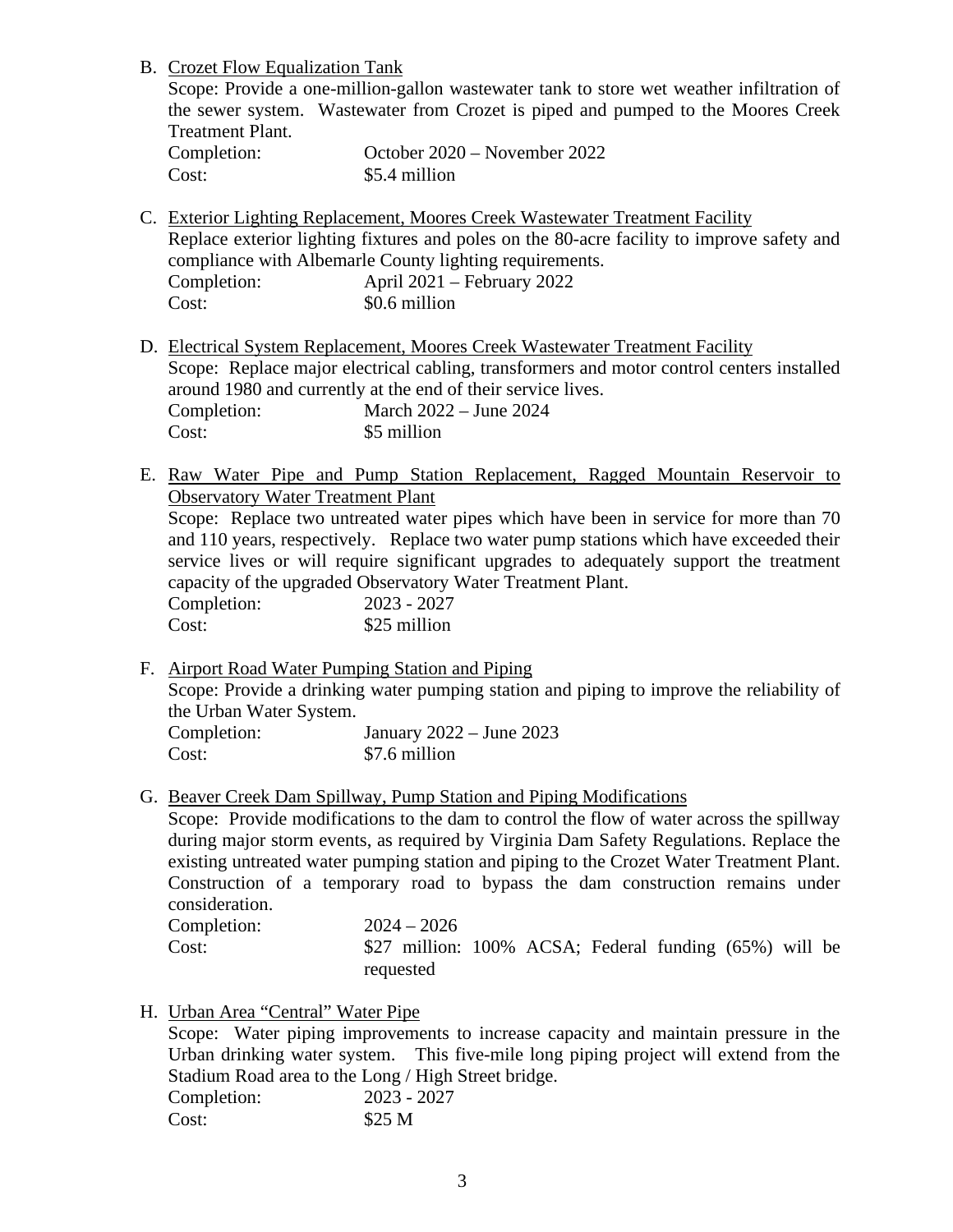B. Crozet Flow Equalization Tank

   Scope: Provide a one-million-gallon wastewater tank to store wet weather infiltration of the sewer system. Wastewater from Crozet is piped and pumped to the Moores Creek Treatment Plant.

   Completion: October 2020 – November 2022

   Cost: $5.4 million

C. Exterior Lighting Replacement, Moores Creek Wastewater Treatment Facility

   Replace exterior lighting fixtures and poles on the 80-acre facility to improve safety and compliance with Albemarle County lighting requirements.

   Completion: April 2021 – February 2022

   Cost: $0.6 million

D. Electrical System Replacement, Moores Creek Wastewater Treatment Facility

   Scope: Replace major electrical cabling, transformers and motor control centers installed around 1980 and currently at the end of their service lives.

   Completion: March 2022 – June 2024

   Cost: $5 million

E. Raw Water Pipe and Pump Station Replacement, Ragged Mountain Reservoir to Observatory Water Treatment Plant

   Scope: Replace two untreated water pipes which have been in service for more than 70 and 110 years, respectively. Replace two water pump stations which have exceeded their service lives or will require significant upgrades to adequately support the treatment capacity of the upgraded Observatory Water Treatment Plant.

   Completion: 2023 - 2027

   Cost: $25 million

F. Airport Road Water Pumping Station and Piping

   Scope: Provide a drinking water pumping station and piping to improve the reliability of the Urban Water System.

   Completion: January 2022 – June 2023

   Cost: $7.6 million

G. Beaver Creek Dam Spillway, Pump Station and Piping Modifications

   Scope: Provide modifications to the dam to control the flow of water across the spillway during major storm events, as required by Virginia Dam Safety Regulations. Replace the existing untreated water pumping station and piping to the Crozet Water Treatment Plant. Construction of a temporary road to bypass the dam construction remains under consideration.

   Completion: 2024 – 2026

   Cost: $27 million: 100% ACSA; Federal funding (65%) will be requested

H. Urban Area "Central" Water Pipe

   Scope: Water piping improvements to increase capacity and maintain pressure in the Urban drinking water system. This five-mile long piping project will extend from the Stadium Road area to the Long / High Street bridge.

   Completion: 2023 - 2027

   Cost: $25 M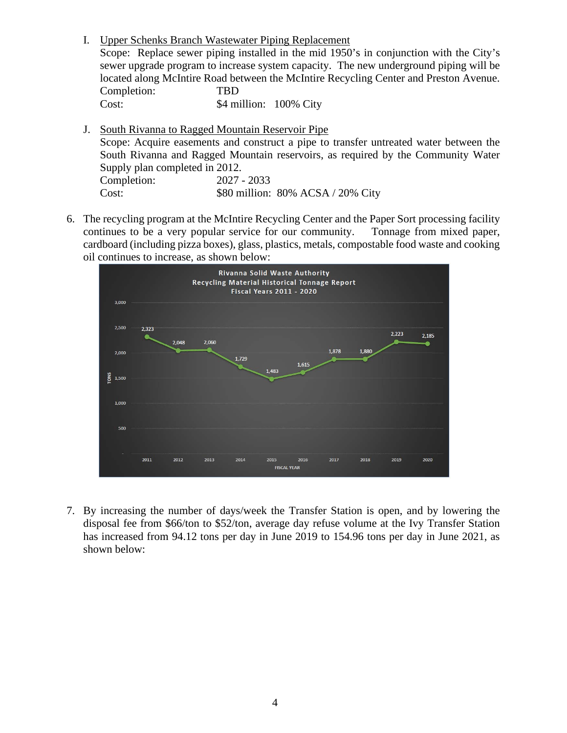I. Upper Schenks Branch Wastewater Piping Replacement
Scope: Replace sewer piping installed in the mid 1950's in conjunction with the City's sewer upgrade program to increase system capacity. The new underground piping will be located along McIntire Road between the McIntire Recycling Center and Preston Avenue.
Completion: TBD
Cost: $4 million: 100% City

J. South Rivanna to Ragged Mountain Reservoir Pipe
Scope: Acquire easements and construct a pipe to transfer untreated water between the South Rivanna and Ragged Mountain reservoirs, as required by the Community Water Supply plan completed in 2012.
Completion: 2027 - 2033
Cost: $80 million: 80% ACSA / 20% City

6. The recycling program at the McIntire Recycling Center and the Paper Sort processing facility continues to be a very popular service for our community. Tonnage from mixed paper, cardboard (including pizza boxes), glass, plastics, metals, compostable food waste and cooking oil continues to increase, as shown below:

**Rivanna Solid Waste Authority**
**Recycling Material Historical Tonnage Report**
**Fiscal Years 2011 - 2020**

| Fiscal Year | Tons |
|---|---|
| 2011 | 2,323 |
| 2012 | 2,048 |
| 2013 | 2,060 |
| 2014 | 1,729 |
| 2015 | 1,483 |
| 2016 | 1,615 |
| 2017 | 1,878 |
| 2018 | 1,880 |
| 2019 | 2,223 |
| 2020 | 2,185 |

7. By increasing the number of days/week the Transfer Station is open, and by lowering the disposal fee from $66/ton to $52/ton, average day refuse volume at the Ivy Transfer Station has increased from 94.12 tons per day in June 2019 to 154.96 tons per day in June 2021, as shown below: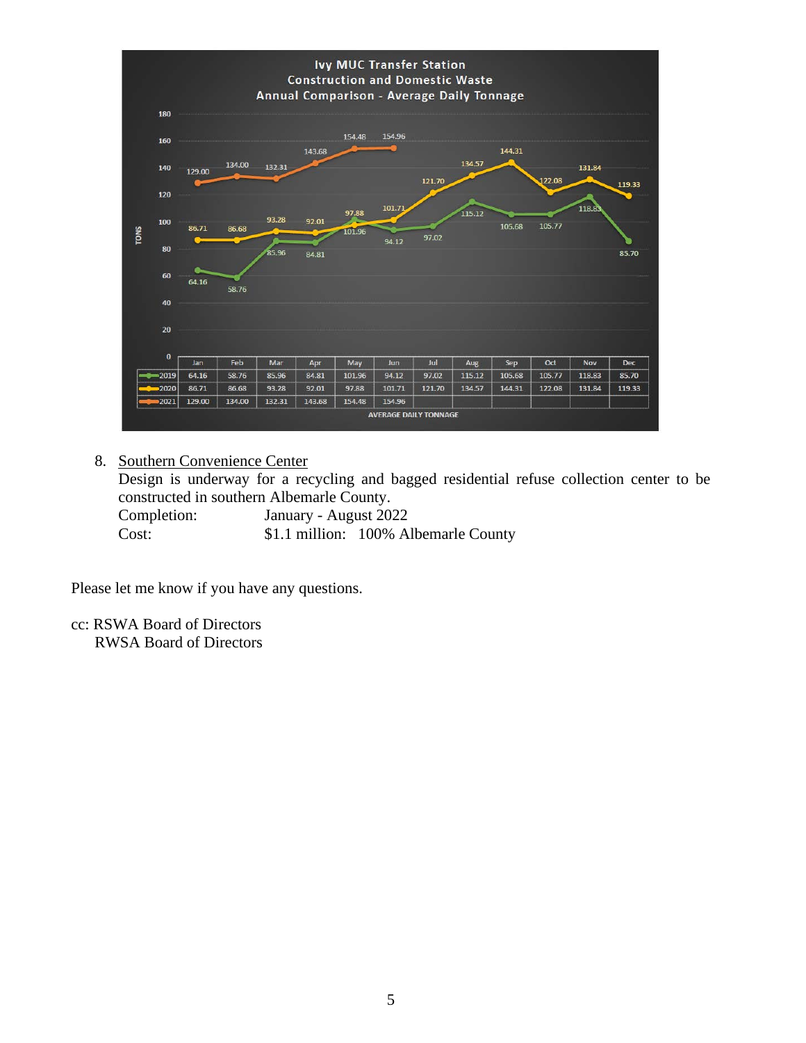Ivy MUC Transfer Station
Construction and Domestic Waste
Annual Comparison - Average Daily Tonnage

TONS

180
160
140
120
100
80
60
40
20
0

Jan Feb Mar Apr May Jun Jul Aug Sep Oct Nov Dec

2019 64.16 58.76 85.96 84.81 101.96 94.12 97.02 115.12 105.68 105.77 118.83 85.70

2020 86.71 86.68 93.28 92.01 97.88 101.71 121.70 134.57 144.31 122.08 131.84 119.33

2021 129.00 134.00 132.31 143.68 154.48 154.96

AVERAGE DAILY TONNAGE

8. Southern Convenience Center

   Design is underway for a recycling and bagged residential refuse collection center to be constructed in southern Albemarle County.

   Completion: January - August 2022

   Cost: $1.1 million: 100% Albemarle County

Please let me know if you have any questions.

cc: RSWA Board of Directors
RWSA Board of Directors